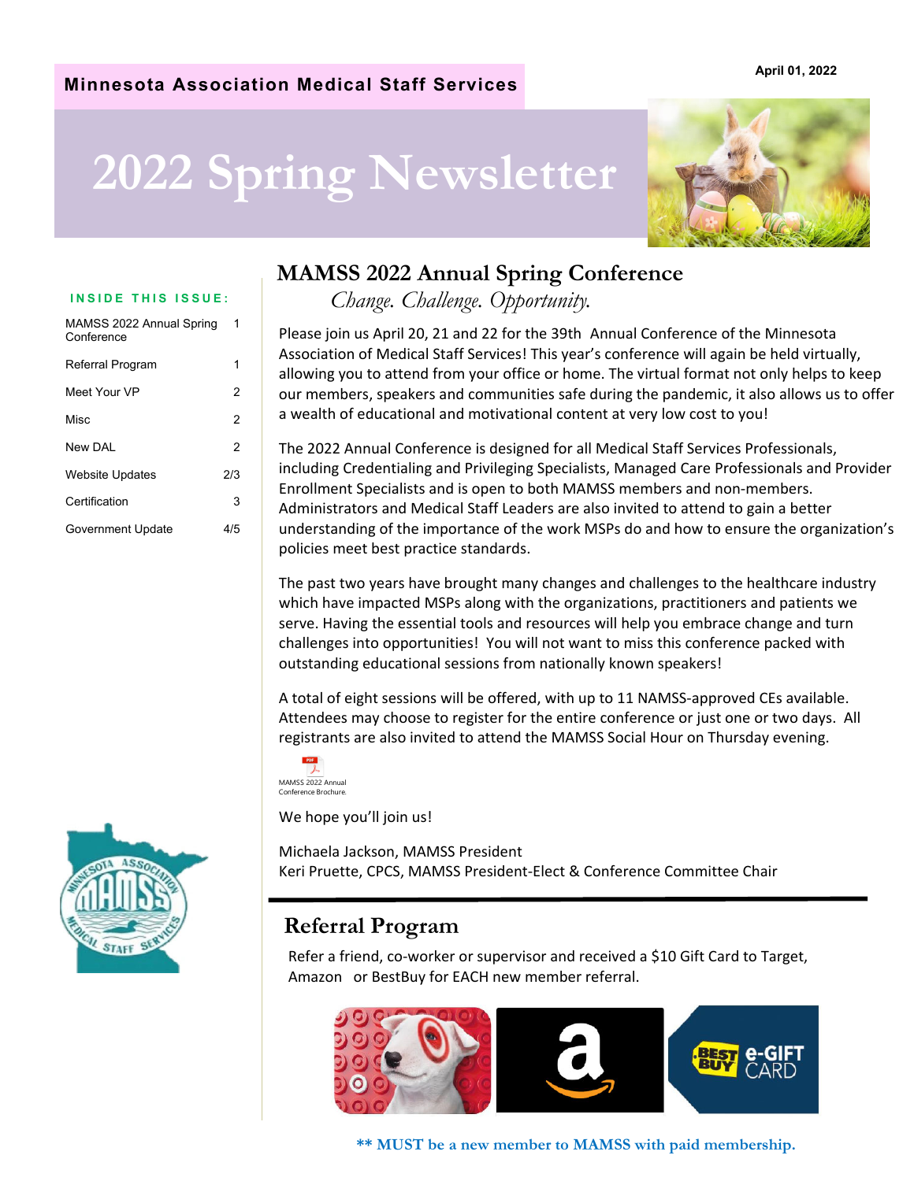**Minnesota Association Medical Staff Services**

April 01, 2022

# 2022 Spring Newsletter

**INSIDE THIS ISSUE:**

| | |
|---|---|
| MAMSS 2022 Annual Spring Conference | 1 |
| Referral Program | 1 |
| Meet Your VP | 2 |
| Misc | 2 |
| New DAL | 2 |
| Website Updates | 2/3 |
| Certification | 3 |
| Government Update | 4/5 |

## MAMSS 2022 Annual Spring Conference

*Change. Challenge. Opportunity.*

Please join us April 20, 21 and 22 for the 39th Annual Conference of the Minnesota Association of Medical Staff Services! This year's conference will again be held virtually, allowing you to attend from your office or home. The virtual format not only helps to keep our members, speakers and communities safe during the pandemic, it also allows us to offer a wealth of educational and motivational content at very low cost to you!

The 2022 Annual Conference is designed for all Medical Staff Services Professionals, including Credentialing and Privileging Specialists, Managed Care Professionals and Provider Enrollment Specialists and is open to both MAMSS members and non-members. Administrators and Medical Staff Leaders are also invited to attend to gain a better understanding of the importance of the work MSPs do and how to ensure the organization's policies meet best practice standards.

The past two years have brought many changes and challenges to the healthcare industry which have impacted MSPs along with the organizations, practitioners and patients we serve. Having the essential tools and resources will help you embrace change and turn challenges into opportunities! You will not want to miss this conference packed with outstanding educational sessions from nationally known speakers!

A total of eight sessions will be offered, with up to 11 NAMSS-approved CEs available. Attendees may choose to register for the entire conference or just one or two days. All registrants are also invited to attend the MAMSS Social Hour on Thursday evening.

MAMSS 2022 Annual Conference Brochure.

We hope you'll join us!

Michaela Jackson, MAMSS President
Keri Pruette, CPCS, MAMSS President-Elect & Conference Committee Chair

## Referral Program

Refer a friend, co-worker or supervisor and received a $10 Gift Card to Target, Amazon or BestBuy for EACH new member referral.

**** MUST be a new member to MAMSS with paid membership.**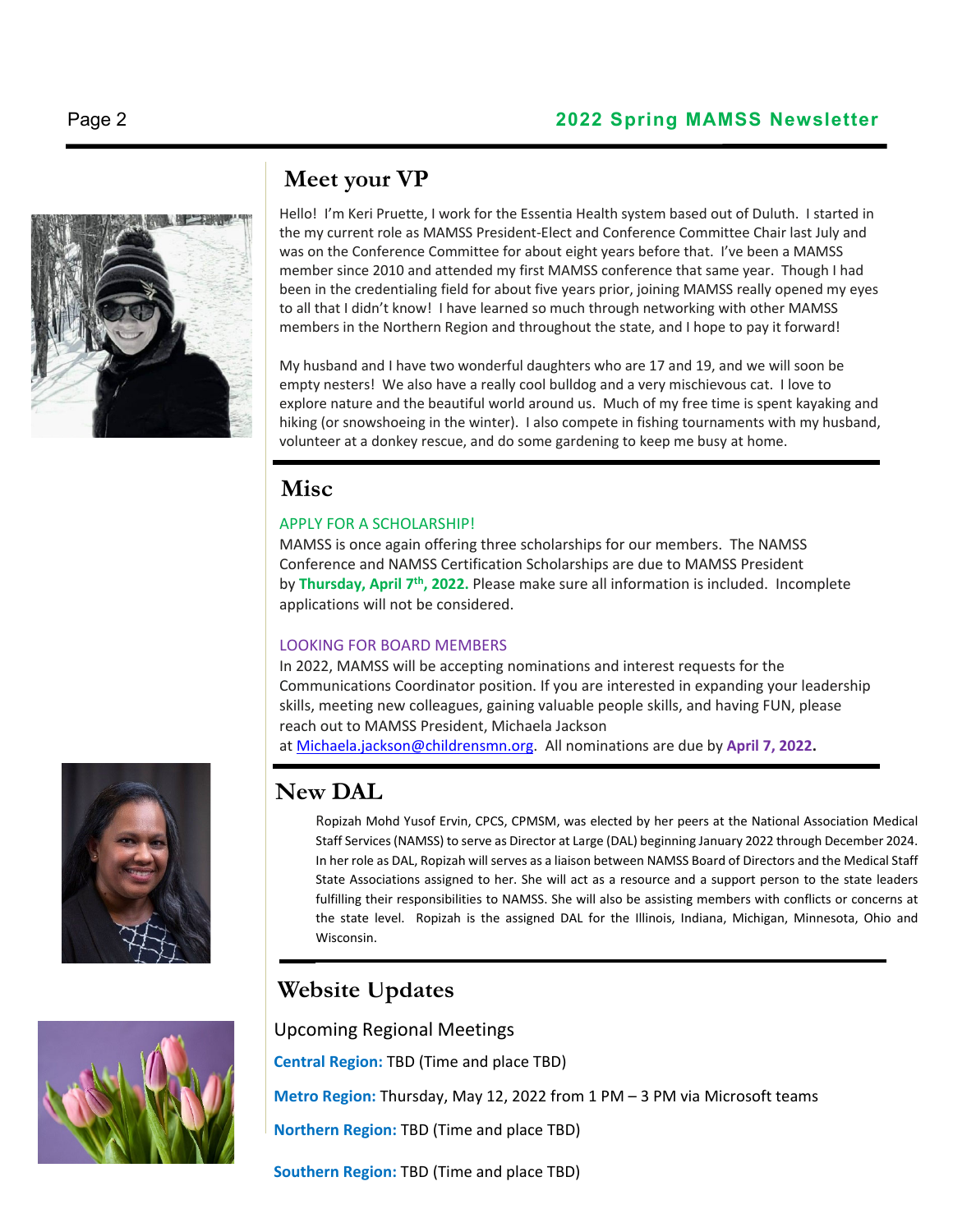## Meet your VP

Hello! I'm Keri Pruette, I work for the Essentia Health system based out of Duluth. I started in the my current role as MAMSS President-Elect and Conference Committee Chair last July and was on the Conference Committee for about eight years before that. I've been a MAMSS member since 2010 and attended my first MAMSS conference that same year. Though I had been in the credentialing field for about five years prior, joining MAMSS really opened my eyes to all that I didn't know! I have learned so much through networking with other MAMSS members in the Northern Region and throughout the state, and I hope to pay it forward!

My husband and I have two wonderful daughters who are 17 and 19, and we will soon be empty nesters! We also have a really cool bulldog and a very mischievous cat. I love to explore nature and the beautiful world around us. Much of my free time is spent kayaking and hiking (or snowshoeing in the winter). I also compete in fishing tournaments with my husband, volunteer at a donkey rescue, and do some gardening to keep me busy at home.

## Misc

APPLY FOR A SCHOLARSHIP!

MAMSS is once again offering three scholarships for our members. The NAMSS Conference and NAMSS Certification Scholarships are due to MAMSS President by **Thursday, April 7th, 2022.** Please make sure all information is included. Incomplete applications will not be considered.

LOOKING FOR BOARD MEMBERS

In 2022, MAMSS will be accepting nominations and interest requests for the Communications Coordinator position. If you are interested in expanding your leadership skills, meeting new colleagues, gaining valuable people skills, and having FUN, please reach out to MAMSS President, Michaela Jackson at Michaela.jackson@childrensmn.org. All nominations are due by **April 7, 2022.**

## New DAL

Ropizah Mohd Yusof Ervin, CPCS, CPMSM, was elected by her peers at the National Association Medical Staff Services (NAMSS) to serve as Director at Large (DAL) beginning January 2022 through December 2024. In her role as DAL, Ropizah will serves as a liaison between NAMSS Board of Directors and the Medical Staff State Associations assigned to her. She will act as a resource and a support person to the state leaders fulfilling their responsibilities to NAMSS. She will also be assisting members with conflicts or concerns at the state level. Ropizah is the assigned DAL for the Illinois, Indiana, Michigan, Minnesota, Ohio and Wisconsin.

## Website Updates

Upcoming Regional Meetings

**Central Region:** TBD (Time and place TBD)

**Metro Region:** Thursday, May 12, 2022 from 1 PM – 3 PM via Microsoft teams

**Northern Region:** TBD (Time and place TBD)

**Southern Region:** TBD (Time and place TBD)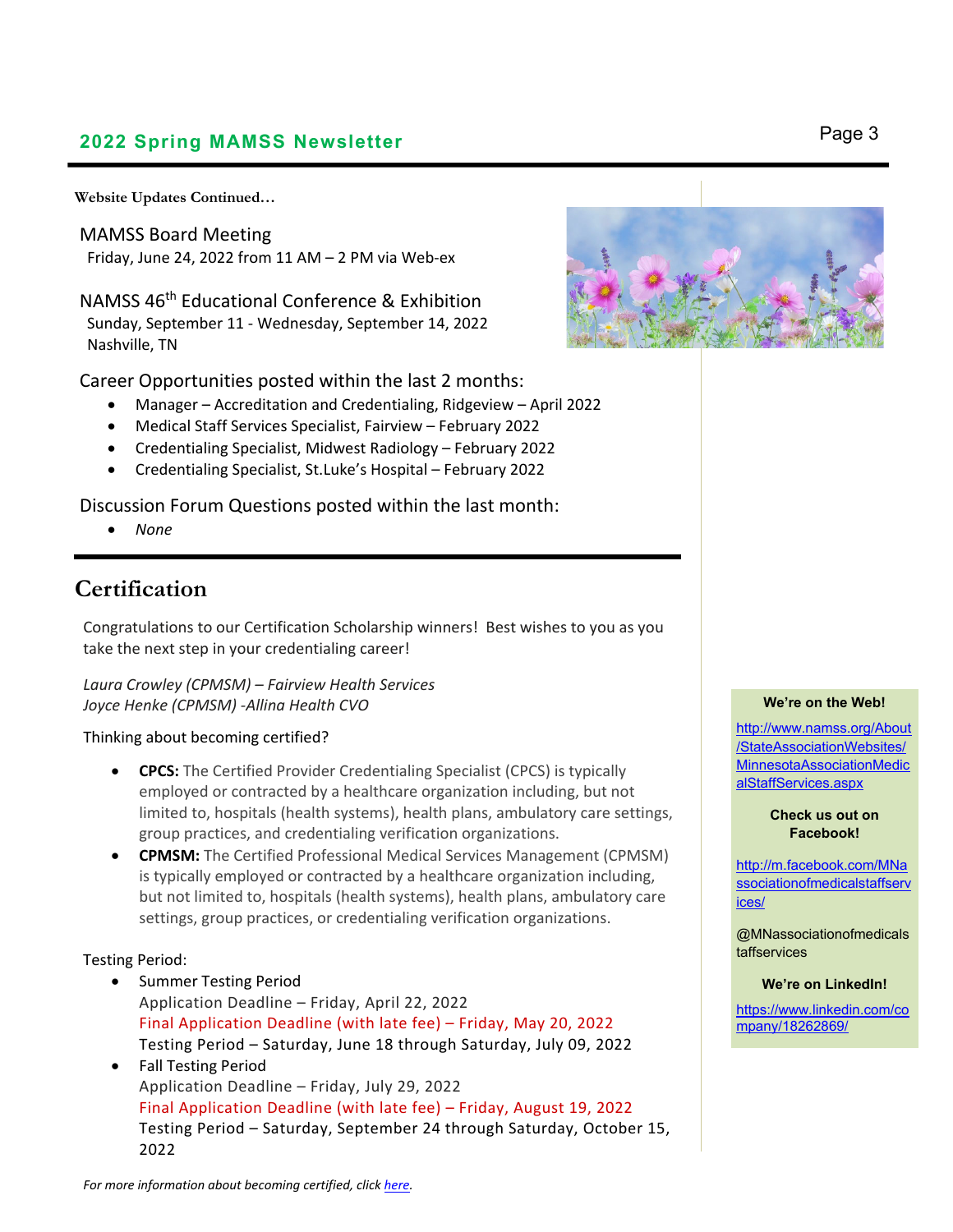**Website Updates Continued…**

MAMSS Board Meeting
Friday, June 24, 2022 from 11 AM – 2 PM via Web-ex

NAMSS 46th Educational Conference & Exhibition
Sunday, September 11 - Wednesday, September 14, 2022
Nashville, TN

Career Opportunities posted within the last 2 months:

- Manager – Accreditation and Credentialing, Ridgeview – April 2022
- Medical Staff Services Specialist, Fairview – February 2022
- Credentialing Specialist, Midwest Radiology – February 2022
- Credentialing Specialist, St.Luke's Hospital – February 2022

Discussion Forum Questions posted within the last month:

- *None*

# Certification

Congratulations to our Certification Scholarship winners! Best wishes to you as you take the next step in your credentialing career!

*Laura Crowley (CPMSM) – Fairview Health Services*
*Joyce Henke (CPMSM) -Allina Health CVO*

Thinking about becoming certified?

- **CPCS:** The Certified Provider Credentialing Specialist (CPCS) is typically employed or contracted by a healthcare organization including, but not limited to, hospitals (health systems), health plans, ambulatory care settings, group practices, and credentialing verification organizations.
- **CPMSM:** The Certified Professional Medical Services Management (CPMSM) is typically employed or contracted by a healthcare organization including, but not limited to, hospitals (health systems), health plans, ambulatory care settings, group practices, or credentialing verification organizations.

Testing Period:

- Summer Testing Period
  Application Deadline – Friday, April 22, 2022
  Final Application Deadline (with late fee) – Friday, May 20, 2022
  Testing Period – Saturday, June 18 through Saturday, July 09, 2022
- Fall Testing Period
  Application Deadline – Friday, July 29, 2022
  Final Application Deadline (with late fee) – Friday, August 19, 2022
  Testing Period – Saturday, September 24 through Saturday, October 15, 2022

*For more information about becoming certified, click here.*

**We're on the Web!**

http://www.namss.org/About/StateAssociationWebsites/MinnesotaAssociationMedicalStaffServices.aspx

**Check us out on Facebook!**

http://m.facebook.com/MNassociationofmedicalstaffservices/

@MNassociationofmedicalstaffservices

**We're on LinkedIn!**

https://www.linkedin.com/company/18262869/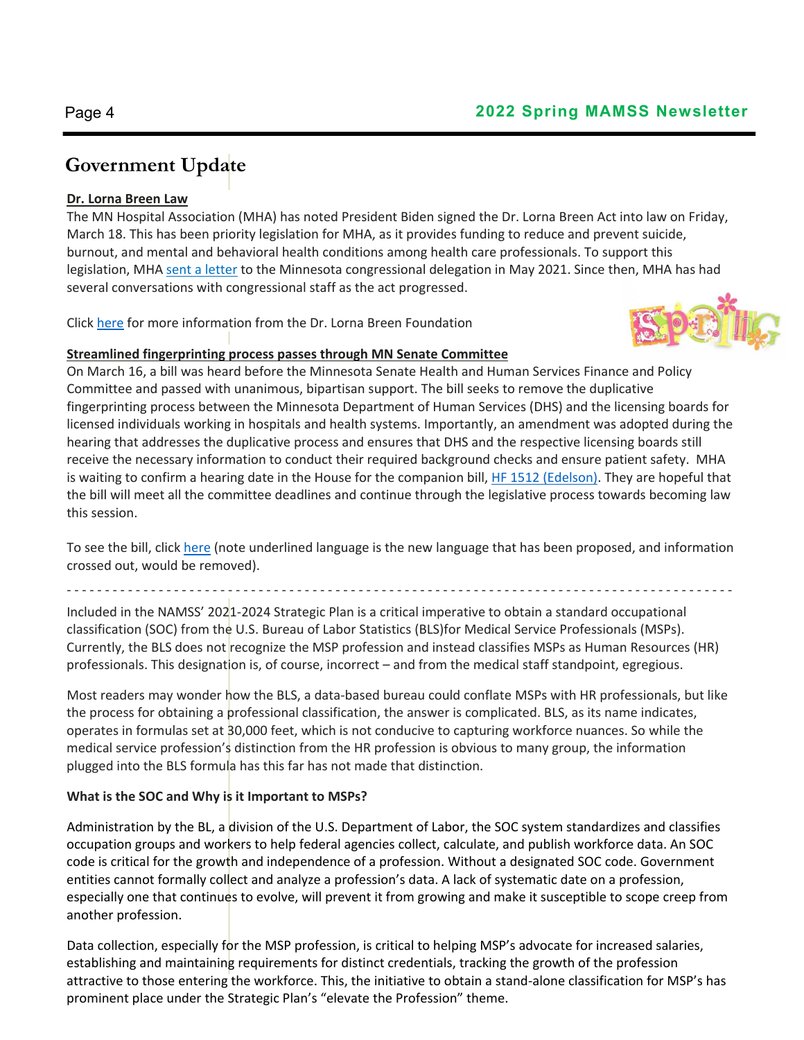# Government Update

**Dr. Lorna Breen Law**

The MN Hospital Association (MHA) has noted President Biden signed the Dr. Lorna Breen Act into law on Friday, March 18. This has been priority legislation for MHA, as it provides funding to reduce and prevent suicide, burnout, and mental and behavioral health conditions among health care professionals. To support this legislation, MHA sent a letter to the Minnesota congressional delegation in May 2021. Since then, MHA has had several conversations with congressional staff as the act progressed.

Click here for more information from the Dr. Lorna Breen Foundation

**Streamlined fingerprinting process passes through MN Senate Committee**

On March 16, a bill was heard before the Minnesota Senate Health and Human Services Finance and Policy Committee and passed with unanimous, bipartisan support. The bill seeks to remove the duplicative fingerprinting process between the Minnesota Department of Human Services (DHS) and the licensing boards for licensed individuals working in hospitals and health systems. Importantly, an amendment was adopted during the hearing that addresses the duplicative process and ensures that DHS and the respective licensing boards still receive the necessary information to conduct their required background checks and ensure patient safety. MHA is waiting to confirm a hearing date in the House for the companion bill, HF 1512 (Edelson). They are hopeful that the bill will meet all the committee deadlines and continue through the legislative process towards becoming law this session.

To see the bill, click here (note underlined language is the new language that has been proposed, and information crossed out, would be removed).

- - - - - - - - - - - - - - - - - - - - - - - - - - - - - - - - - - - - - - - - - - - - - - - - - - - - - - - - - - - - - - - - - - - - - - - - - - - - - - - - - - - -

Included in the NAMSS' 2021-2024 Strategic Plan is a critical imperative to obtain a standard occupational classification (SOC) from the U.S. Bureau of Labor Statistics (BLS)for Medical Service Professionals (MSPs). Currently, the BLS does not recognize the MSP profession and instead classifies MSPs as Human Resources (HR) professionals. This designation is, of course, incorrect – and from the medical staff standpoint, egregious.

Most readers may wonder how the BLS, a data-based bureau could conflate MSPs with HR professionals, but like the process for obtaining a professional classification, the answer is complicated. BLS, as its name indicates, operates in formulas set at 30,000 feet, which is not conducive to capturing workforce nuances. So while the medical service profession's distinction from the HR profession is obvious to many group, the information plugged into the BLS formula has this far has not made that distinction.

**What is the SOC and Why is it Important to MSPs?**

Administration by the BL, a division of the U.S. Department of Labor, the SOC system standardizes and classifies occupation groups and workers to help federal agencies collect, calculate, and publish workforce data. An SOC code is critical for the growth and independence of a profession. Without a designated SOC code. Government entities cannot formally collect and analyze a profession's data. A lack of systematic date on a profession, especially one that continues to evolve, will prevent it from growing and make it susceptible to scope creep from another profession.

Data collection, especially for the MSP profession, is critical to helping MSP's advocate for increased salaries, establishing and maintaining requirements for distinct credentials, tracking the growth of the profession attractive to those entering the workforce. This, the initiative to obtain a stand-alone classification for MSP's has prominent place under the Strategic Plan's "elevate the Profession" theme.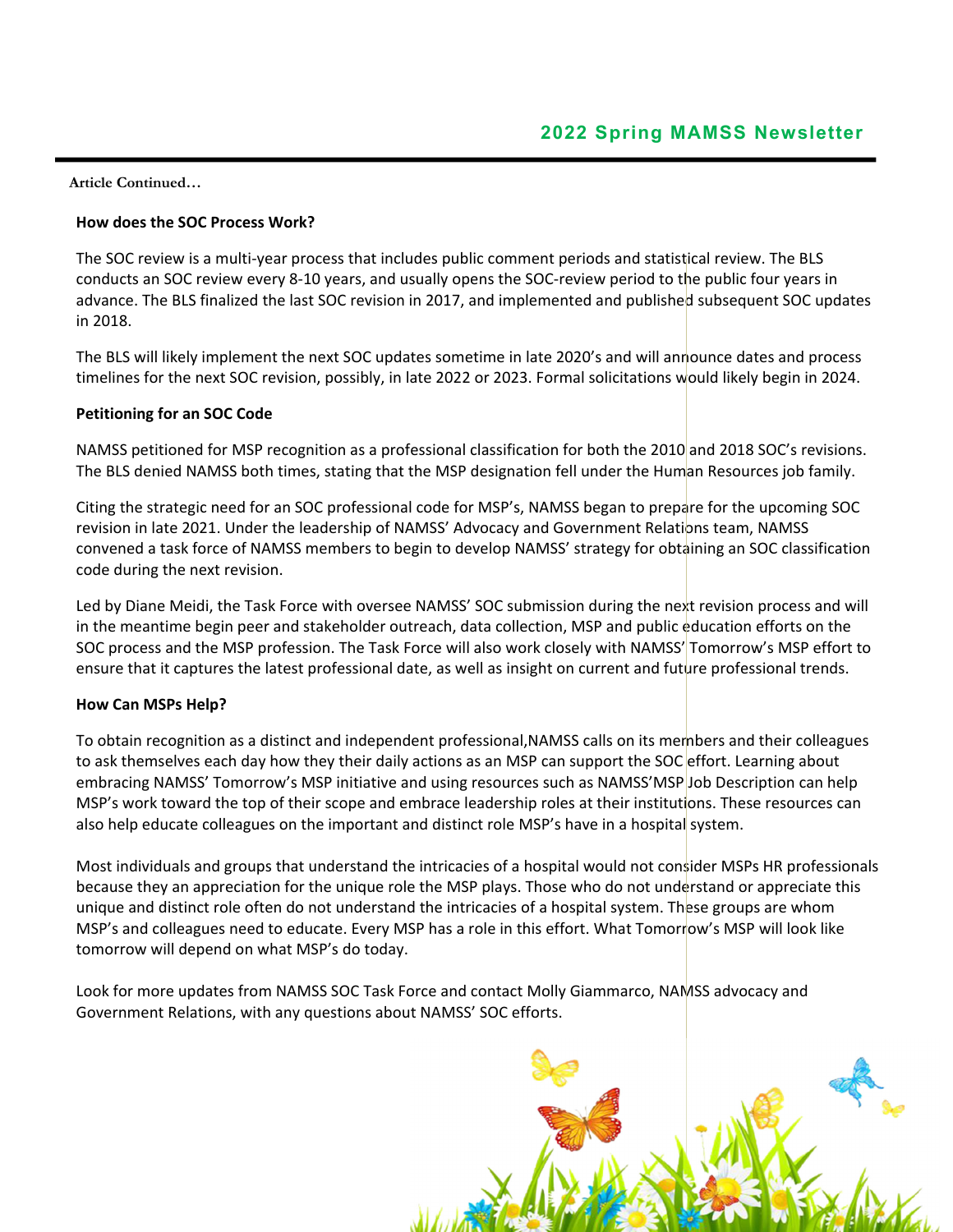Article Continued…

**How does the SOC Process Work?**

The SOC review is a multi-year process that includes public comment periods and statistical review. The BLS conducts an SOC review every 8-10 years, and usually opens the SOC-review period to the public four years in advance. The BLS finalized the last SOC revision in 2017, and implemented and published subsequent SOC updates in 2018.

The BLS will likely implement the next SOC updates sometime in late 2020's and will announce dates and process timelines for the next SOC revision, possibly, in late 2022 or 2023. Formal solicitations would likely begin in 2024.

**Petitioning for an SOC Code**

NAMSS petitioned for MSP recognition as a professional classification for both the 2010 and 2018 SOC's revisions. The BLS denied NAMSS both times, stating that the MSP designation fell under the Human Resources job family.

Citing the strategic need for an SOC professional code for MSP's, NAMSS began to prepare for the upcoming SOC revision in late 2021. Under the leadership of NAMSS' Advocacy and Government Relations team, NAMSS convened a task force of NAMSS members to begin to develop NAMSS' strategy for obtaining an SOC classification code during the next revision.

Led by Diane Meidi, the Task Force with oversee NAMSS' SOC submission during the next revision process and will in the meantime begin peer and stakeholder outreach, data collection, MSP and public education efforts on the SOC process and the MSP profession. The Task Force will also work closely with NAMSS' Tomorrow's MSP effort to ensure that it captures the latest professional date, as well as insight on current and future professional trends.

**How Can MSPs Help?**

To obtain recognition as a distinct and independent professional,NAMSS calls on its members and their colleagues to ask themselves each day how they their daily actions as an MSP can support the SOC effort. Learning about embracing NAMSS' Tomorrow's MSP initiative and using resources such as NAMSS'MSP Job Description can help MSP's work toward the top of their scope and embrace leadership roles at their institutions. These resources can also help educate colleagues on the important and distinct role MSP's have in a hospital system.

Most individuals and groups that understand the intricacies of a hospital would not consider MSPs HR professionals because they an appreciation for the unique role the MSP plays. Those who do not understand or appreciate this unique and distinct role often do not understand the intricacies of a hospital system. These groups are whom MSP's and colleagues need to educate. Every MSP has a role in this effort. What Tomorrow's MSP will look like tomorrow will depend on what MSP's do today.

Look for more updates from NAMSS SOC Task Force and contact Molly Giammarco, NAMSS advocacy and Government Relations, with any questions about NAMSS' SOC efforts.